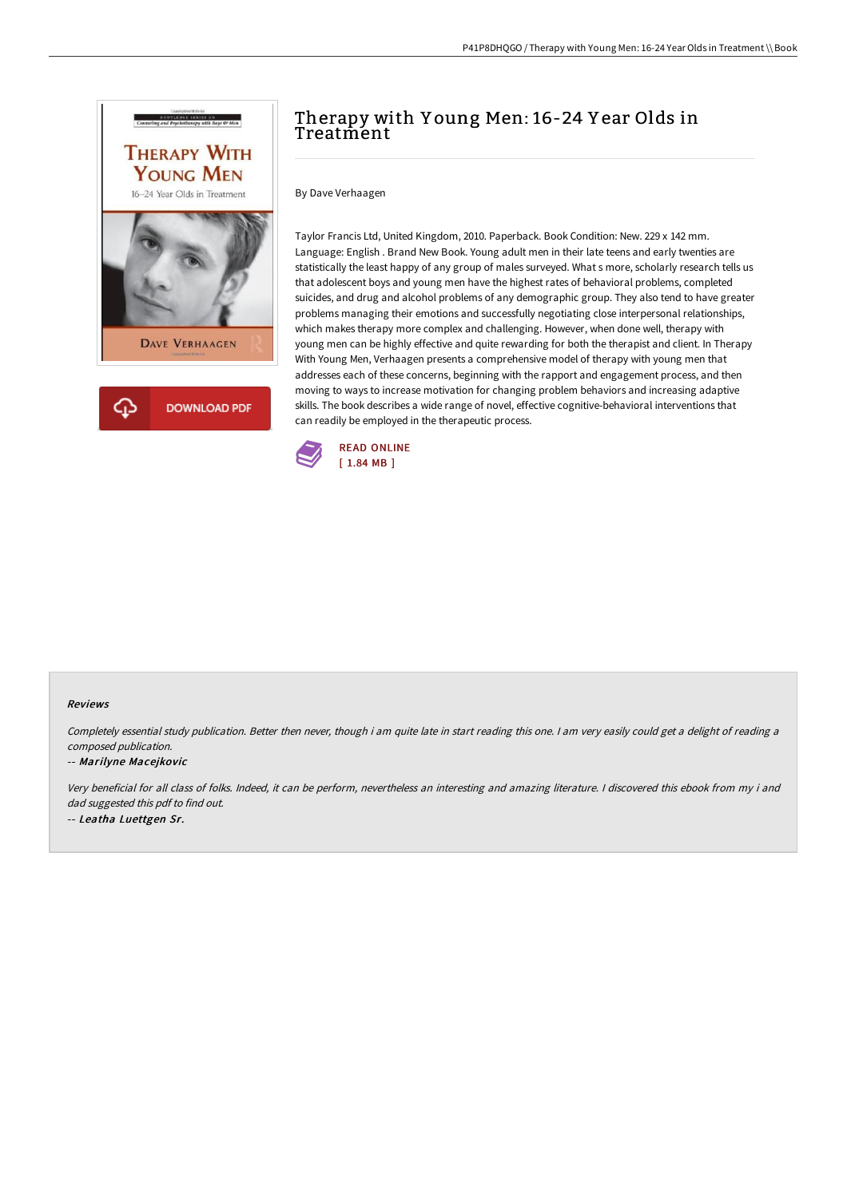# Therapy with Young Men: 16-24 Year Olds in Treatment

By Dave Verhaagen

Taylor Francis Ltd, United Kingdom, 2010. Paperback. Book Condition: New. 229 x 142 mm. Language: English . Brand New Book. Young adult men in their late teens and early twenties are statistically the least happy of any group of males surveyed. What s more, scholarly research tells us that adolescent boys and young men have the highest rates of behavioral problems, completed suicides, and drug and alcohol problems of any demographic group. They also tend to have greater problems managing their emotions and successfully negotiating close interpersonal relationships, which makes therapy more complex and challenging. However, when done well, therapy with young men can be highly effective and quite rewarding for both the therapist and client. In Therapy With Young Men, Verhaagen presents a comprehensive model of therapy with young men that addresses each of these concerns, beginning with the rapport and engagement process, and then moving to ways to increase motivation for changing problem behaviors and increasing adaptive skills. The book describes a wide range of novel, effective cognitive-behavioral interventions that can readily be employed in the therapeutic process.

DOWNLOAD PDF

READ ONLINE
[ 1.84 MB ]

### Reviews

*Completely essential study publication. Better then never, though i am quite late in start reading this one. I am very easily could get a delight of reading a composed publication.*

-- *Marilyne Macejkovic*

*Very beneficial for all class of folks. Indeed, it can be perform, nevertheless an interesting and amazing literature. I discovered this ebook from my i and dad suggested this pdf to find out.*

-- *Leatha Luettgen Sr.*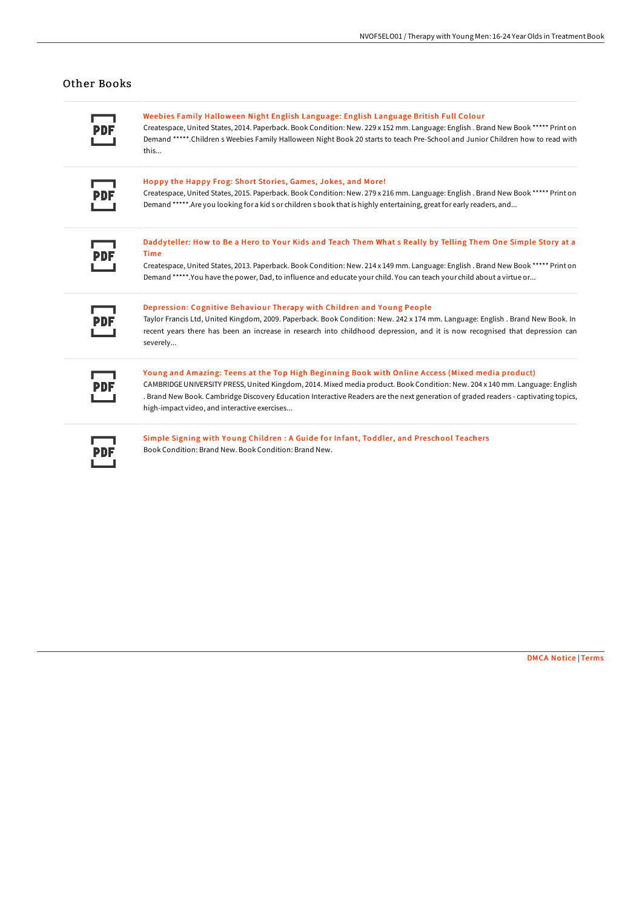## Other Books

**Weebies Family Halloween Night English Language: English Language British Full Colour**

Createspace, United States, 2014. Paperback. Book Condition: New. 229 x 152 mm. Language: English . Brand New Book ***** Print on Demand *****.Children s Weebies Family Halloween Night Book 20 starts to teach Pre-School and Junior Children how to read with this...

**Hoppy the Happy Frog: Short Stories, Games, Jokes, and More!**

Createspace, United States, 2015. Paperback. Book Condition: New. 279 x 216 mm. Language: English . Brand New Book ***** Print on Demand *****.Are you looking for a kid s or children s book that is highly entertaining, great for early readers, and...

**Daddyteller: How to Be a Hero to Your Kids and Teach Them What s Really by Telling Them One Simple Story at a Time**

Createspace, United States, 2013. Paperback. Book Condition: New. 214 x 149 mm. Language: English . Brand New Book ***** Print on Demand *****.You have the power, Dad, to influence and educate your child. You can teach your child about a virtue or...

**Depression: Cognitive Behaviour Therapy with Children and Young People**

Taylor Francis Ltd, United Kingdom, 2009. Paperback. Book Condition: New. 242 x 174 mm. Language: English . Brand New Book. In recent years there has been an increase in research into childhood depression, and it is now recognised that depression can severely...

**Young and Amazing: Teens at the Top High Beginning Book with Online Access (Mixed media product)**

CAMBRIDGE UNIVERSITY PRESS, United Kingdom, 2014. Mixed media product. Book Condition: New. 204 x 140 mm. Language: English . Brand New Book. Cambridge Discovery Education Interactive Readers are the next generation of graded readers - captivating topics, high-impact video, and interactive exercises...

**Simple Signing with Young Children : A Guide for Infant, Toddler, and Preschool Teachers**

Book Condition: Brand New. Book Condition: Brand New.